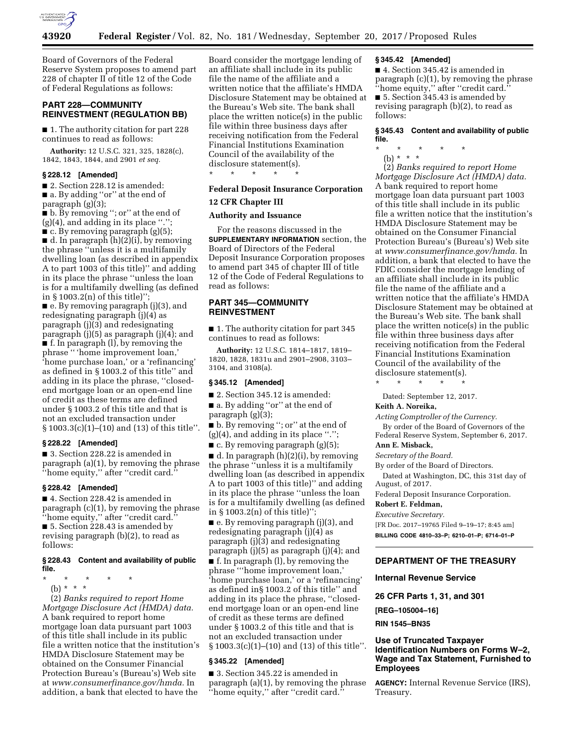Board of Governors of the Federal Reserve System proposes to amend part 228 of chapter II of title 12 of the Code of Federal Regulations as follows:

## PART 228—COMMUNITY REINVESTMENT (REGULATION BB)

■ 1. The authority citation for part 228 continues to read as follows:

**Authority:** 12 U.S.C. 321, 325, 1828(c), 1842, 1843, 1844, and 2901 *et seq.*

### § 228.12 [Amended]

■ 2. Section 228.12 is amended:

■ a. By adding "or" at the end of paragraph (g)(3);

■ b. By removing "; or" at the end of (g)(4), and adding in its place ".";

■ c. By removing paragraph (g)(5);

■ d. In paragraph (h)(2)(i), by removing the phrase "unless it is a multifamily dwelling loan (as described in appendix A to part 1003 of this title)" and adding in its place the phrase "unless the loan is for a multifamily dwelling (as defined in § 1003.2(n) of this title)";

■ e. By removing paragraph (j)(3), and redesignating paragraph (j)(4) as paragraph (j)(3) and redesignating paragraph (j)(5) as paragraph (j)(4); and

■ f. In paragraph (l), by removing the phrase " 'home improvement loan,' 'home purchase loan,' or a 'refinancing' as defined in § 1003.2 of this title" and adding in its place the phrase, "closed-end mortgage loan or an open-end line of credit as these terms are defined under § 1003.2 of this title and that is not an excluded transaction under § 1003.3(c)(1)–(10) and (13) of this title".

### § 228.22 [Amended]

■ 3. Section 228.22 is amended in paragraph (a)(1), by removing the phrase "home equity," after "credit card."

### § 228.42 [Amended]

■ 4. Section 228.42 is amended in paragraph (c)(1), by removing the phrase "home equity," after "credit card."

■ 5. Section 228.43 is amended by revising paragraph (b)(2), to read as follows:

### § 228.43 Content and availability of public file.

\* \* \* \* \*

(b) \* \* \*

(2) *Banks required to report Home Mortgage Disclosure Act (HMDA) data.* A bank required to report home mortgage loan data pursuant part 1003 of this title shall include in its public file a written notice that the institution's HMDA Disclosure Statement may be obtained on the Consumer Financial Protection Bureau's (Bureau's) Web site at *www.consumerfinance.gov/hmda.* In addition, a bank that elected to have the Board consider the mortgage lending of an affiliate shall include in its public file the name of the affiliate and a written notice that the affiliate's HMDA Disclosure Statement may be obtained at the Bureau's Web site. The bank shall place the written notice(s) in the public file within three business days after receiving notification from the Federal Financial Institutions Examination Council of the availability of the disclosure statement(s).

\* \* \* \* \*

## Federal Deposit Insurance Corporation

## 12 CFR Chapter III

## Authority and Issuance

For the reasons discussed in the **SUPPLEMENTARY INFORMATION** section, the Board of Directors of the Federal Deposit Insurance Corporation proposes to amend part 345 of chapter III of title 12 of the Code of Federal Regulations to read as follows:

## PART 345—COMMUNITY REINVESTMENT

■ 1. The authority citation for part 345 continues to read as follows:

**Authority:** 12 U.S.C. 1814–1817, 1819–1820, 1828, 1831u and 2901–2908, 3103–3104, and 3108(a).

### § 345.12 [Amended]

■ 2. Section 345.12 is amended:

■ a. By adding "or" at the end of paragraph (g)(3);

■ b. By removing "; or" at the end of (g)(4), and adding in its place ".";

■ c. By removing paragraph (g)(5);

■ d. In paragraph (h)(2)(i), by removing the phrase "unless it is a multifamily dwelling loan (as described in appendix A to part 1003 of this title)" and adding in its place the phrase "unless the loan is for a multifamily dwelling (as defined in § 1003.2(n) of this title)";

■ e. By removing paragraph (j)(3), and redesignating paragraph (j)(4) as paragraph (j)(3) and redesignating paragraph (j)(5) as paragraph (j)(4); and

■ f. In paragraph (l), by removing the phrase "'home improvement loan,' 'home purchase loan,' or a 'refinancing' as defined in§ 1003.2 of this title" and adding in its place the phrase, "closed-end mortgage loan or an open-end line of credit as these terms are defined under § 1003.2 of this title and that is not an excluded transaction under § 1003.3(c)(1)–(10) and (13) of this title".

### § 345.22 [Amended]

■ 3. Section 345.22 is amended in paragraph (a)(1), by removing the phrase "home equity," after "credit card."

### § 345.42 [Amended]

■ 4. Section 345.42 is amended in paragraph (c)(1), by removing the phrase "home equity," after "credit card."

■ 5. Section 345.43 is amended by revising paragraph (b)(2), to read as follows:

### § 345.43 Content and availability of public file.

\* \* \* \* \*

(b) \* \* \*

(2) *Banks required to report Home Mortgage Disclosure Act (HMDA) data.* A bank required to report home mortgage loan data pursuant part 1003 of this title shall include in its public file a written notice that the institution's HMDA Disclosure Statement may be obtained on the Consumer Financial Protection Bureau's (Bureau's) Web site at *www.consumerfinance.gov/hmda.* In addition, a bank that elected to have the FDIC consider the mortgage lending of an affiliate shall include in its public file the name of the affiliate and a written notice that the affiliate's HMDA Disclosure Statement may be obtained at the Bureau's Web site. The bank shall place the written notice(s) in the public file within three business days after receiving notification from the Federal Financial Institutions Examination Council of the availability of the disclosure statement(s).

\* \* \* \* \*

Dated: September 12, 2017.

**Keith A. Noreika,**

*Acting Comptroller of the Currency.*

By order of the Board of Governors of the Federal Reserve System, September 6, 2017.

**Ann E. Misback,**

*Secretary of the Board.*

By order of the Board of Directors.

Dated at Washington, DC, this 31st day of August, of 2017.

Federal Deposit Insurance Corporation.

**Robert E. Feldman,**

*Executive Secretary.*

[FR Doc. 2017–19765 Filed 9–19–17; 8:45 am]

**BILLING CODE 4810–33–P; 6210–01–P; 6714–01–P**

---

## DEPARTMENT OF THE TREASURY

## Internal Revenue Service

## 26 CFR Parts 1, 31, and 301

**[REG–105004–16]**

**RIN 1545–BN35**

## Use of Truncated Taxpayer Identification Numbers on Forms W–2, Wage and Tax Statement, Furnished to Employees

**AGENCY:** Internal Revenue Service (IRS), Treasury.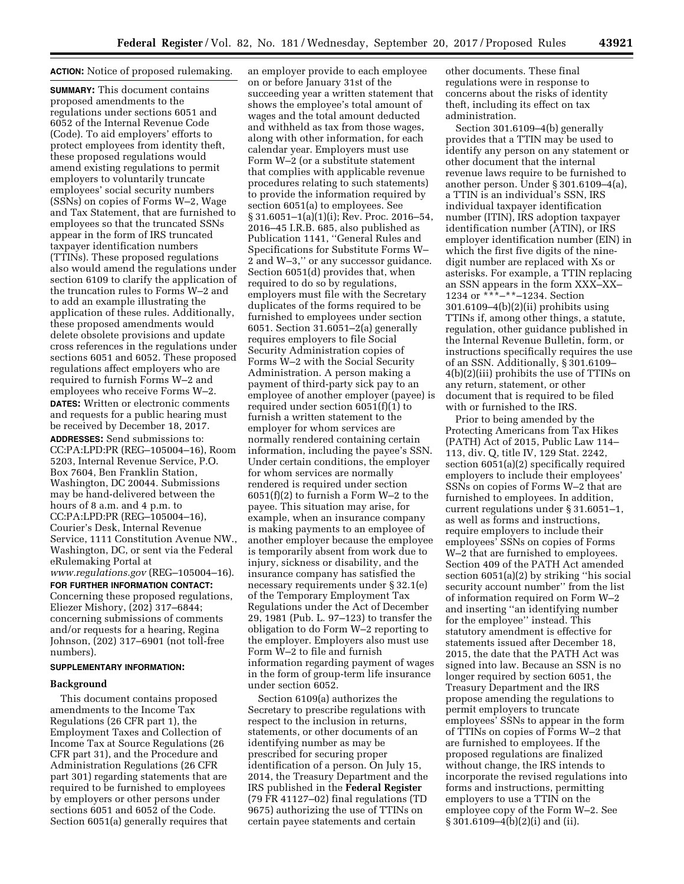**ACTION:** Notice of proposed rulemaking.

**SUMMARY:** This document contains proposed amendments to the regulations under sections 6051 and 6052 of the Internal Revenue Code (Code). To aid employers' efforts to protect employees from identity theft, these proposed regulations would amend existing regulations to permit employers to voluntarily truncate employees' social security numbers (SSNs) on copies of Forms W–2, Wage and Tax Statement, that are furnished to employees so that the truncated SSNs appear in the form of IRS truncated taxpayer identification numbers (TTINs). These proposed regulations also would amend the regulations under section 6109 to clarify the application of the truncation rules to Forms W–2 and to add an example illustrating the application of these rules. Additionally, these proposed amendments would delete obsolete provisions and update cross references in the regulations under sections 6051 and 6052. These proposed regulations affect employers who are required to furnish Forms W–2 and employees who receive Forms W–2.

**DATES:** Written or electronic comments and requests for a public hearing must be received by December 18, 2017.

**ADDRESSES:** Send submissions to: CC:PA:LPD:PR (REG–105004–16), Room 5203, Internal Revenue Service, P.O. Box 7604, Ben Franklin Station, Washington, DC 20044. Submissions may be hand-delivered between the hours of 8 a.m. and 4 p.m. to CC:PA:LPD:PR (REG–105004–16), Courier's Desk, Internal Revenue Service, 1111 Constitution Avenue NW., Washington, DC, or sent via the Federal eRulemaking Portal at *www.regulations.gov* (REG–105004–16).

**FOR FURTHER INFORMATION CONTACT:** Concerning these proposed regulations, Eliezer Mishory, (202) 317–6844; concerning submissions of comments and/or requests for a hearing, Regina Johnson, (202) 317–6901 (not toll-free numbers).

**SUPPLEMENTARY INFORMATION:**

**Background**

This document contains proposed amendments to the Income Tax Regulations (26 CFR part 1), the Employment Taxes and Collection of Income Tax at Source Regulations (26 CFR part 31), and the Procedure and Administration Regulations (26 CFR part 301) regarding statements that are required to be furnished to employees by employers or other persons under sections 6051 and 6052 of the Code. Section 6051(a) generally requires that an employer provide to each employee on or before January 31st of the succeeding year a written statement that shows the employee's total amount of wages and the total amount deducted and withheld as tax from those wages, along with other information, for each calendar year. Employers must use Form W–2 (or a substitute statement that complies with applicable revenue procedures relating to such statements) to provide the information required by section 6051(a) to employees. See § 31.6051–1(a)(1)(i); Rev. Proc. 2016–54, 2016–45 I.R.B. 685, also published as Publication 1141, ''General Rules and Specifications for Substitute Forms W–2 and W–3,'' or any successor guidance. Section 6051(d) provides that, when required to do so by regulations, employers must file with the Secretary duplicates of the forms required to be furnished to employees under section 6051. Section 31.6051–2(a) generally requires employers to file Social Security Administration copies of Forms W–2 with the Social Security Administration. A person making a payment of third-party sick pay to an employee of another employer (payee) is required under section 6051(f)(1) to furnish a written statement to the employer for whom services are normally rendered containing certain information, including the payee's SSN. Under certain conditions, the employer for whom services are normally rendered is required under section 6051(f)(2) to furnish a Form W–2 to the payee. This situation may arise, for example, when an insurance company is making payments to an employee of another employer because the employee is temporarily absent from work due to injury, sickness or disability, and the insurance company has satisfied the necessary requirements under § 32.1(e) of the Temporary Employment Tax Regulations under the Act of December 29, 1981 (Pub. L. 97–123) to transfer the obligation to do Form W–2 reporting to the employer. Employers also must use Form W–2 to file and furnish information regarding payment of wages in the form of group-term life insurance under section 6052.

Section 6109(a) authorizes the Secretary to prescribe regulations with respect to the inclusion in returns, statements, or other documents of an identifying number as may be prescribed for securing proper identification of a person. On July 15, 2014, the Treasury Department and the IRS published in the **Federal Register** (79 FR 41127–02) final regulations (TD 9675) authorizing the use of TTINs on certain payee statements and certain other documents. These final regulations were in response to concerns about the risks of identity theft, including its effect on tax administration.

Section 301.6109–4(b) generally provides that a TTIN may be used to identify any person on any statement or other document that the internal revenue laws require to be furnished to another person. Under § 301.6109–4(a), a TTIN is an individual's SSN, IRS individual taxpayer identification number (ITIN), IRS adoption taxpayer identification number (ATIN), or IRS employer identification number (EIN) in which the first five digits of the nine-digit number are replaced with Xs or asterisks. For example, a TTIN replacing an SSN appears in the form XXX–XX–1234 or ***–**–1234. Section 301.6109–4(b)(2)(ii) prohibits using TTINs if, among other things, a statute, regulation, other guidance published in the Internal Revenue Bulletin, form, or instructions specifically requires the use of an SSN. Additionally, § 301.6109–4(b)(2)(iii) prohibits the use of TTINs on any return, statement, or other document that is required to be filed with or furnished to the IRS.

Prior to being amended by the Protecting Americans from Tax Hikes (PATH) Act of 2015, Public Law 114–113, div. Q, title IV, 129 Stat. 2242, section 6051(a)(2) specifically required employers to include their employees' SSNs on copies of Forms W–2 that are furnished to employees. In addition, current regulations under § 31.6051–1, as well as forms and instructions, require employers to include their employees' SSNs on copies of Forms W–2 that are furnished to employees. Section 409 of the PATH Act amended section 6051(a)(2) by striking ''his social security account number'' from the list of information required on Form W–2 and inserting ''an identifying number for the employee'' instead. This statutory amendment is effective for statements issued after December 18, 2015, the date that the PATH Act was signed into law. Because an SSN is no longer required by section 6051, the Treasury Department and the IRS propose amending the regulations to permit employers to truncate employees' SSNs to appear in the form of TTINs on copies of Forms W–2 that are furnished to employees. If the proposed regulations are finalized without change, the IRS intends to incorporate the revised regulations into forms and instructions, permitting employers to use a TTIN on the employee copy of the Form W–2. See § 301.6109–4(b)(2)(i) and (ii).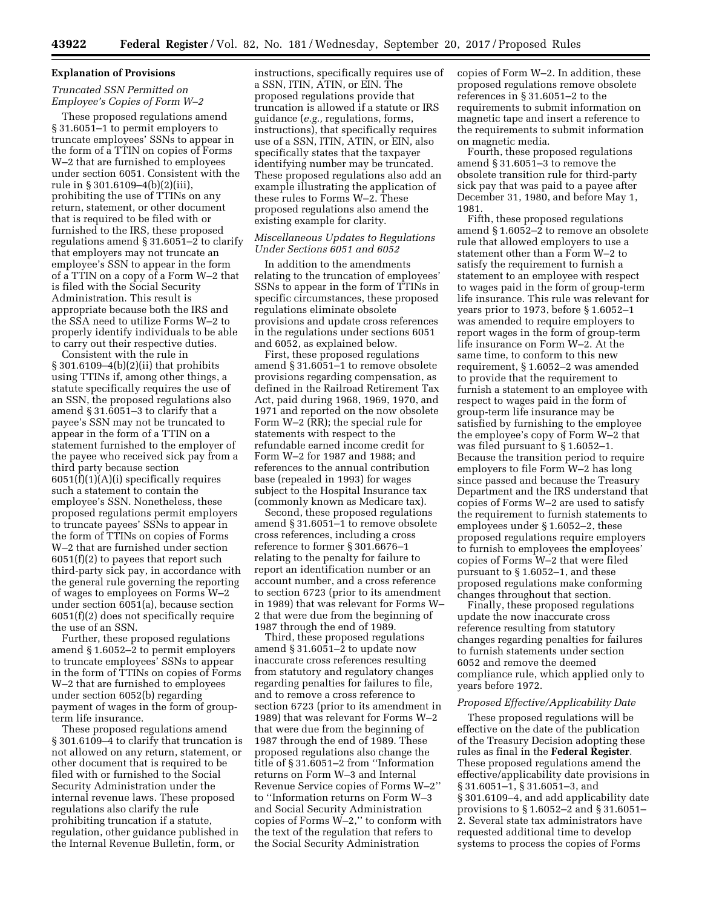## Explanation of Provisions

### *Truncated SSN Permitted on Employee's Copies of Form W–2*

These proposed regulations amend § 31.6051–1 to permit employers to truncate employees' SSNs to appear in the form of a TTIN on copies of Forms W–2 that are furnished to employees under section 6051. Consistent with the rule in § 301.6109–4(b)(2)(iii), prohibiting the use of TTINs on any return, statement, or other document that is required to be filed with or furnished to the IRS, these proposed regulations amend § 31.6051–2 to clarify that employers may not truncate an employee's SSN to appear in the form of a TTIN on a copy of a Form W–2 that is filed with the Social Security Administration. This result is appropriate because both the IRS and the SSA need to utilize Forms W–2 to properly identify individuals to be able to carry out their respective duties.

Consistent with the rule in § 301.6109–4(b)(2)(ii) that prohibits using TTINs if, among other things, a statute specifically requires the use of an SSN, the proposed regulations also amend § 31.6051–3 to clarify that a payee's SSN may not be truncated to appear in the form of a TTIN on a statement furnished to the employer of the payee who received sick pay from a third party because section 6051(f)(1)(A)(i) specifically requires such a statement to contain the employee's SSN. Nonetheless, these proposed regulations permit employers to truncate payees' SSNs to appear in the form of TTINs on copies of Forms W–2 that are furnished under section 6051(f)(2) to payees that report such third-party sick pay, in accordance with the general rule governing the reporting of wages to employees on Forms W–2 under section 6051(a), because section 6051(f)(2) does not specifically require the use of an SSN.

Further, these proposed regulations amend § 1.6052–2 to permit employers to truncate employees' SSNs to appear in the form of TTINs on copies of Forms W–2 that are furnished to employees under section 6052(b) regarding payment of wages in the form of group-term life insurance.

These proposed regulations amend § 301.6109–4 to clarify that truncation is not allowed on any return, statement, or other document that is required to be filed with or furnished to the Social Security Administration under the internal revenue laws. These proposed regulations also clarify the rule prohibiting truncation if a statute, regulation, other guidance published in the Internal Revenue Bulletin, form, or instructions, specifically requires use of a SSN, ITIN, ATIN, or EIN. The proposed regulations provide that truncation is allowed if a statute or IRS guidance (*e.g.,* regulations, forms, instructions), that specifically requires use of a SSN, ITIN, ATIN, or EIN, also specifically states that the taxpayer identifying number may be truncated. These proposed regulations also add an example illustrating the application of these rules to Forms W–2. These proposed regulations also amend the existing example for clarity.

### *Miscellaneous Updates to Regulations Under Sections 6051 and 6052*

In addition to the amendments relating to the truncation of employees' SSNs to appear in the form of TTINs in specific circumstances, these proposed regulations eliminate obsolete provisions and update cross references in the regulations under sections 6051 and 6052, as explained below.

First, these proposed regulations amend § 31.6051–1 to remove obsolete provisions regarding compensation, as defined in the Railroad Retirement Tax Act, paid during 1968, 1969, 1970, and 1971 and reported on the now obsolete Form W–2 (RR); the special rule for statements with respect to the refundable earned income credit for Form W–2 for 1987 and 1988; and references to the annual contribution base (repealed in 1993) for wages subject to the Hospital Insurance tax (commonly known as Medicare tax).

Second, these proposed regulations amend § 31.6051–1 to remove obsolete cross references, including a cross reference to former § 301.6676–1 relating to the penalty for failure to report an identification number or an account number, and a cross reference to section 6723 (prior to its amendment in 1989) that was relevant for Forms W–2 that were due from the beginning of 1987 through the end of 1989.

Third, these proposed regulations amend § 31.6051–2 to update now inaccurate cross references resulting from statutory and regulatory changes regarding penalties for failures to file, and to remove a cross reference to section 6723 (prior to its amendment in 1989) that was relevant for Forms W–2 that were due from the beginning of 1987 through the end of 1989. These proposed regulations also change the title of § 31.6051–2 from ''Information returns on Form W–3 and Internal Revenue Service copies of Forms W–2'' to ''Information returns on Form W–3 and Social Security Administration copies of Forms W–2,'' to conform with the text of the regulation that refers to the Social Security Administration copies of Form W–2. In addition, these proposed regulations remove obsolete references in § 31.6051–2 to the requirements to submit information on magnetic tape and insert a reference to the requirements to submit information on magnetic media.

Fourth, these proposed regulations amend § 31.6051–3 to remove the obsolete transition rule for third-party sick pay that was paid to a payee after December 31, 1980, and before May 1, 1981.

Fifth, these proposed regulations amend § 1.6052–2 to remove an obsolete rule that allowed employers to use a statement other than a Form W–2 to satisfy the requirement to furnish a statement to an employee with respect to wages paid in the form of group-term life insurance. This rule was relevant for years prior to 1973, before § 1.6052–1 was amended to require employers to report wages in the form of group-term life insurance on Form W–2. At the same time, to conform to this new requirement, § 1.6052–2 was amended to provide that the requirement to furnish a statement to an employee with respect to wages paid in the form of group-term life insurance may be satisfied by furnishing to the employee the employee's copy of Form W–2 that was filed pursuant to § 1.6052–1. Because the transition period to require employers to file Form W–2 has long since passed and because the Treasury Department and the IRS understand that copies of Forms W–2 are used to satisfy the requirement to furnish statements to employees under § 1.6052–2, these proposed regulations require employers to furnish to employees the employees' copies of Forms W–2 that were filed pursuant to § 1.6052–1, and these proposed regulations make conforming changes throughout that section.

Finally, these proposed regulations update the now inaccurate cross reference resulting from statutory changes regarding penalties for failures to furnish statements under section 6052 and remove the deemed compliance rule, which applied only to years before 1972.

### *Proposed Effective/Applicability Date*

These proposed regulations will be effective on the date of the publication of the Treasury Decision adopting these rules as final in the **Federal Register**. These proposed regulations amend the effective/applicability date provisions in § 31.6051–1, § 31.6051–3, and § 301.6109–4, and add applicability date provisions to § 1.6052–2 and § 31.6051–2. Several state tax administrators have requested additional time to develop systems to process the copies of Forms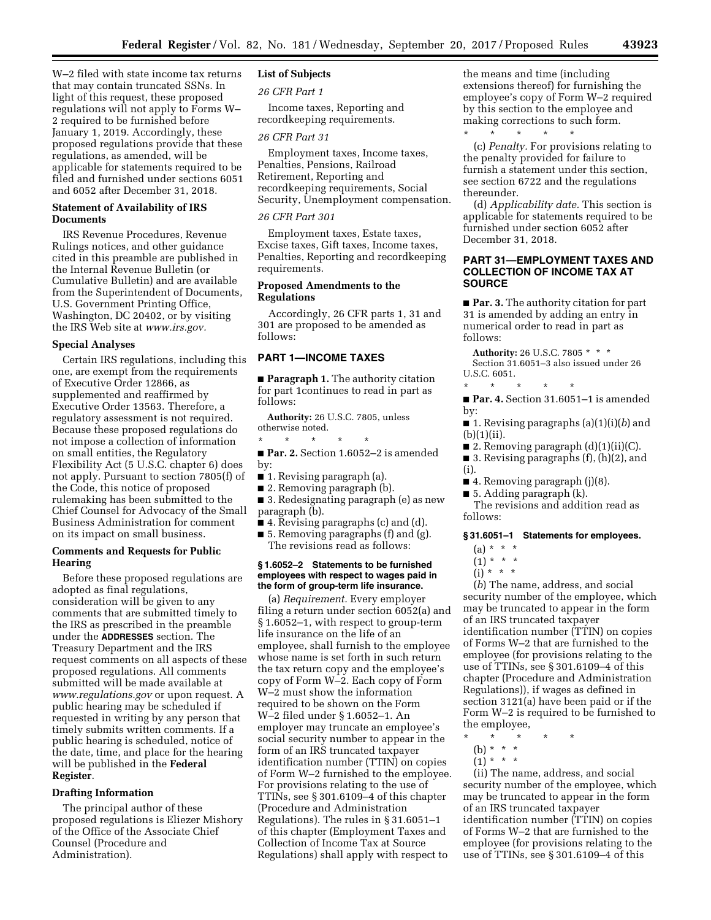W–2 filed with state income tax returns that may contain truncated SSNs. In light of this request, these proposed regulations will not apply to Forms W–2 required to be furnished before January 1, 2019. Accordingly, these proposed regulations provide that these regulations, as amended, will be applicable for statements required to be filed and furnished under sections 6051 and 6052 after December 31, 2018.

## Statement of Availability of IRS Documents

IRS Revenue Procedures, Revenue Rulings notices, and other guidance cited in this preamble are published in the Internal Revenue Bulletin (or Cumulative Bulletin) and are available from the Superintendent of Documents, U.S. Government Printing Office, Washington, DC 20402, or by visiting the IRS Web site at *www.irs.gov.*

## Special Analyses

Certain IRS regulations, including this one, are exempt from the requirements of Executive Order 12866, as supplemented and reaffirmed by Executive Order 13563. Therefore, a regulatory assessment is not required. Because these proposed regulations do not impose a collection of information on small entities, the Regulatory Flexibility Act (5 U.S.C. chapter 6) does not apply. Pursuant to section 7805(f) of the Code, this notice of proposed rulemaking has been submitted to the Chief Counsel for Advocacy of the Small Business Administration for comment on its impact on small business.

## Comments and Requests for Public Hearing

Before these proposed regulations are adopted as final regulations, consideration will be given to any comments that are submitted timely to the IRS as prescribed in the preamble under the **ADDRESSES** section. The Treasury Department and the IRS request comments on all aspects of these proposed regulations. All comments submitted will be made available at *www.regulations.gov* or upon request. A public hearing may be scheduled if requested in writing by any person that timely submits written comments. If a public hearing is scheduled, notice of the date, time, and place for the hearing will be published in the **Federal Register**.

## Drafting Information

The principal author of these proposed regulations is Eliezer Mishory of the Office of the Associate Chief Counsel (Procedure and Administration).

## List of Subjects

*26 CFR Part 1*

Income taxes, Reporting and recordkeeping requirements.

*26 CFR Part 31*

Employment taxes, Income taxes, Penalties, Pensions, Railroad Retirement, Reporting and recordkeeping requirements, Social Security, Unemployment compensation.

*26 CFR Part 301*

Employment taxes, Estate taxes, Excise taxes, Gift taxes, Income taxes, Penalties, Reporting and recordkeeping requirements.

## Proposed Amendments to the Regulations

Accordingly, 26 CFR parts 1, 31 and 301 are proposed to be amended as follows:

## PART 1—INCOME TAXES

■ **Paragraph 1.** The authority citation for part 1continues to read in part as follows:

**Authority:** 26 U.S.C. 7805, unless otherwise noted.

\* \* \* \* \*

■ **Par. 2.** Section 1.6052–2 is amended by:

■ 1. Revising paragraph (a).

■ 2. Removing paragraph (b).

■ 3. Redesignating paragraph (e) as new paragraph (b).

■ 4. Revising paragraphs (c) and (d).

■ 5. Removing paragraphs (f) and (g).

The revisions read as follows:

### § 1.6052–2 Statements to be furnished employees with respect to wages paid in the form of group-term life insurance.

(a) *Requirement.* Every employer filing a return under section 6052(a) and § 1.6052–1, with respect to group-term life insurance on the life of an employee, shall furnish to the employee whose name is set forth in such return the tax return copy and the employee's copy of Form W–2. Each copy of Form W–2 must show the information required to be shown on the Form W–2 filed under § 1.6052–1. An employer may truncate an employee's social security number to appear in the form of an IRS truncated taxpayer identification number (TTIN) on copies of Form W–2 furnished to the employee. For provisions relating to the use of TTINs, see § 301.6109–4 of this chapter (Procedure and Administration Regulations). The rules in § 31.6051–1 of this chapter (Employment Taxes and Collection of Income Tax at Source Regulations) shall apply with respect to the means and time (including extensions thereof) for furnishing the employee's copy of Form W–2 required by this section to the employee and making corrections to such form.

\* \* \* \* \*

(c) *Penalty.* For provisions relating to the penalty provided for failure to furnish a statement under this section, see section 6722 and the regulations thereunder.

(d) *Applicability date.* This section is applicable for statements required to be furnished under section 6052 after December 31, 2018.

## PART 31—EMPLOYMENT TAXES AND COLLECTION OF INCOME TAX AT SOURCE

■ **Par. 3.** The authority citation for part 31 is amended by adding an entry in numerical order to read in part as follows:

**Authority:** 26 U.S.C. 7805 \* \* \*

Section 31.6051–3 also issued under 26 U.S.C. 6051.

\* \* \* \* \*

■ **Par. 4.** Section 31.6051–1 is amended by:

■ 1. Revising paragraphs (a)(1)(i)(*b*) and (b)(1)(ii).

■ 2. Removing paragraph (d)(1)(ii)(C).

■ 3. Revising paragraphs (f), (h)(2), and (i).

■ 4. Removing paragraph (j)(8).

■ 5. Adding paragraph (k).

The revisions and addition read as follows:

### § 31.6051–1 Statements for employees.

(a) \* \* \*

(1) \* \* \*

(i) \* \* \*

(*b*) The name, address, and social security number of the employee, which may be truncated to appear in the form of an IRS truncated taxpayer identification number (TTIN) on copies of Forms W–2 that are furnished to the employee (for provisions relating to the use of TTINs, see § 301.6109–4 of this chapter (Procedure and Administration Regulations)), if wages as defined in section 3121(a) have been paid or if the Form W–2 is required to be furnished to the employee,

\* \* \* \* \*

(b) \* \* \*

(1) \* \* \*

(ii) The name, address, and social security number of the employee, which may be truncated to appear in the form of an IRS truncated taxpayer identification number (TTIN) on copies of Forms W–2 that are furnished to the employee (for provisions relating to the use of TTINs, see § 301.6109–4 of this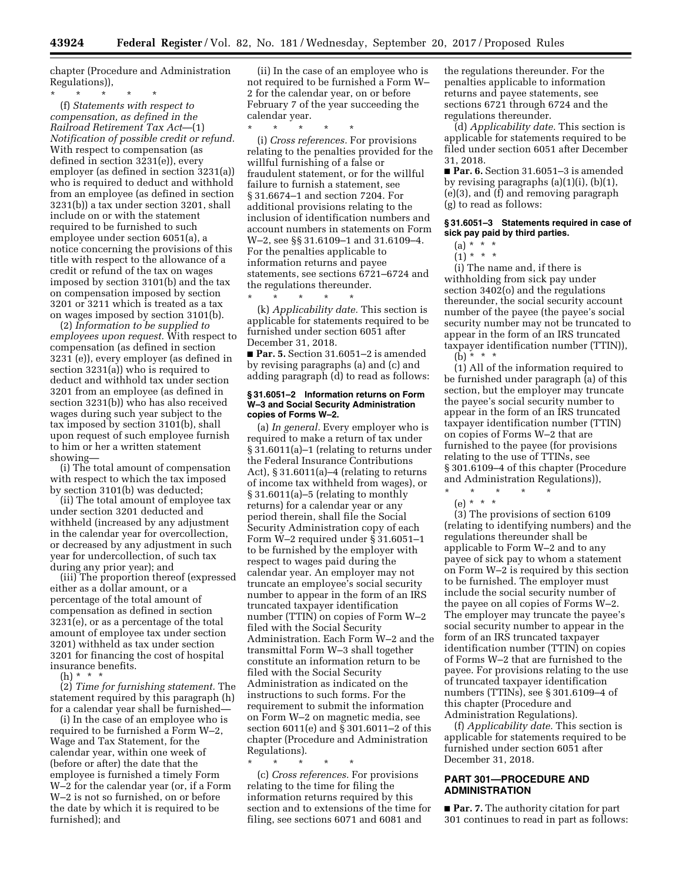chapter (Procedure and Administration Regulations)),

\* \* \* \* \*

(f) *Statements with respect to compensation, as defined in the Railroad Retirement Tax Act*—(1) *Notification of possible credit or refund.* With respect to compensation (as defined in section 3231(e)), every employer (as defined in section 3231(a)) who is required to deduct and withhold from an employee (as defined in section 3231(b)) a tax under section 3201, shall include on or with the statement required to be furnished to such employee under section 6051(a), a notice concerning the provisions of this title with respect to the allowance of a credit or refund of the tax on wages imposed by section 3101(b) and the tax on compensation imposed by section 3201 or 3211 which is treated as a tax on wages imposed by section 3101(b).

(2) *Information to be supplied to employees upon request.* With respect to compensation (as defined in section 3231 (e)), every employer (as defined in section 3231(a)) who is required to deduct and withhold tax under section 3201 from an employee (as defined in section 3231(b)) who has also received wages during such year subject to the tax imposed by section 3101(b), shall upon request of such employee furnish to him or her a written statement showing—

(i) The total amount of compensation with respect to which the tax imposed by section 3101(b) was deducted;

(ii) The total amount of employee tax under section 3201 deducted and withheld (increased by any adjustment in the calendar year for overcollection, or decreased by any adjustment in such year for undercollection, of such tax during any prior year); and

(iii) The proportion thereof (expressed either as a dollar amount, or a percentage of the total amount of compensation as defined in section 3231(e), or as a percentage of the total amount of employee tax under section 3201) withheld as tax under section 3201 for financing the cost of hospital insurance benefits.

(h) \* \* \*

(2) *Time for furnishing statement.* The statement required by this paragraph (h) for a calendar year shall be furnished—

(i) In the case of an employee who is required to be furnished a Form W–2, Wage and Tax Statement, for the calendar year, within one week of (before or after) the date that the employee is furnished a timely Form W–2 for the calendar year (or, if a Form W–2 is not so furnished, on or before the date by which it is required to be furnished); and

(ii) In the case of an employee who is not required to be furnished a Form W–2 for the calendar year, on or before February 7 of the year succeeding the calendar year.

\* \* \* \* \*

(i) *Cross references.* For provisions relating to the penalties provided for the willful furnishing of a false or fraudulent statement, or for the willful failure to furnish a statement, see § 31.6674–1 and section 7204. For additional provisions relating to the inclusion of identification numbers and account numbers in statements on Form W–2, see §§ 31.6109–1 and 31.6109–4. For the penalties applicable to information returns and payee statements, see sections 6721–6724 and the regulations thereunder.

\* \* \* \* \*

(k) *Applicability date.* This section is applicable for statements required to be furnished under section 6051 after December 31, 2018.

■ **Par. 5.** Section 31.6051–2 is amended by revising paragraphs (a) and (c) and adding paragraph (d) to read as follows:

#### § 31.6051–2 Information returns on Form W–3 and Social Security Administration copies of Forms W–2.

(a) *In general.* Every employer who is required to make a return of tax under § 31.6011(a)–1 (relating to returns under the Federal Insurance Contributions Act), § 31.6011(a)–4 (relating to returns of income tax withheld from wages), or § 31.6011(a)–5 (relating to monthly returns) for a calendar year or any period therein, shall file the Social Security Administration copy of each Form W–2 required under § 31.6051–1 to be furnished by the employer with respect to wages paid during the calendar year. An employer may not truncate an employee's social security number to appear in the form of an IRS truncated taxpayer identification number (TTIN) on copies of Form W–2 filed with the Social Security Administration. Each Form W–2 and the transmittal Form W–3 shall together constitute an information return to be filed with the Social Security Administration as indicated on the instructions to such forms. For the requirement to submit the information on Form W–2 on magnetic media, see section 6011(e) and § 301.6011–2 of this chapter (Procedure and Administration Regulations).

\* \* \* \* \*

(c) *Cross references.* For provisions relating to the time for filing the information returns required by this section and to extensions of the time for filing, see sections 6071 and 6081 and the regulations thereunder. For the penalties applicable to information returns and payee statements, see sections 6721 through 6724 and the regulations thereunder.

(d) *Applicability date.* This section is applicable for statements required to be filed under section 6051 after December 31, 2018.

■ **Par. 6.** Section 31.6051–3 is amended by revising paragraphs (a)(1)(i), (b)(1), (e)(3), and (f) and removing paragraph (g) to read as follows:

#### § 31.6051–3 Statements required in case of sick pay paid by third parties.

(a) \* \* \*

(1) \* \* \*

(i) The name and, if there is withholding from sick pay under section 3402(o) and the regulations thereunder, the social security account number of the payee (the payee's social security number may not be truncated to appear in the form of an IRS truncated taxpayer identification number (TTIN)),

(b) \* \* \*

(1) All of the information required to be furnished under paragraph (a) of this section, but the employer may truncate the payee's social security number to appear in the form of an IRS truncated taxpayer identification number (TTIN) on copies of Forms W–2 that are furnished to the payee (for provisions relating to the use of TTINs, see § 301.6109–4 of this chapter (Procedure and Administration Regulations)),

\* \* \* \* \*

(e) \* \* \*

(3) The provisions of section 6109 (relating to identifying numbers) and the regulations thereunder shall be applicable to Form W–2 and to any payee of sick pay to whom a statement on Form W–2 is required by this section to be furnished. The employer must include the social security number of the payee on all copies of Forms W–2. The employer may truncate the payee's social security number to appear in the form of an IRS truncated taxpayer identification number (TTIN) on copies of Forms W–2 that are furnished to the payee. For provisions relating to the use of truncated taxpayer identification numbers (TTINs), see § 301.6109–4 of this chapter (Procedure and Administration Regulations).

(f) *Applicability date.* This section is applicable for statements required to be furnished under section 6051 after December 31, 2018.

## PART 301—PROCEDURE AND ADMINISTRATION

■ **Par. 7.** The authority citation for part 301 continues to read in part as follows: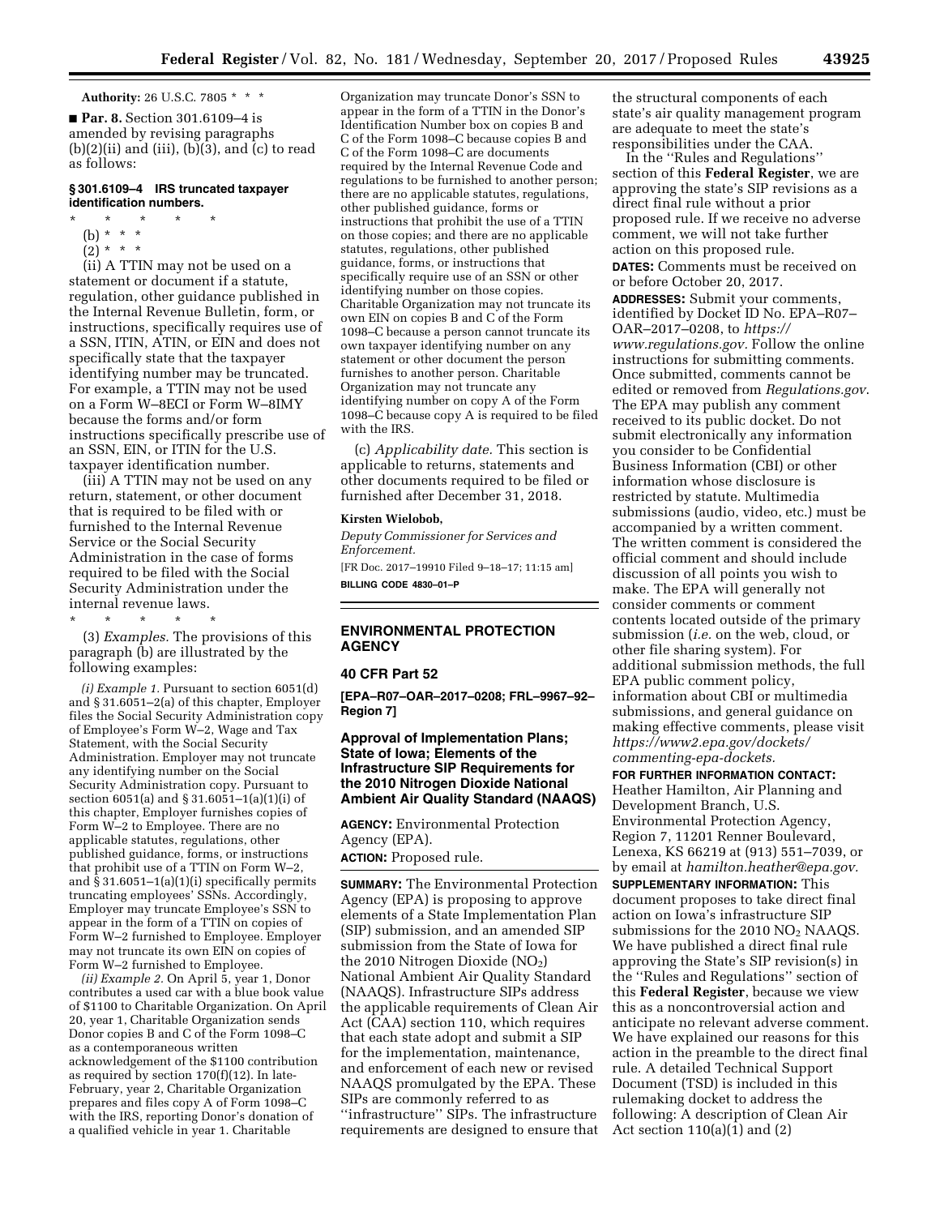**Authority:** 26 U.S.C. 7805 * * *

■ **Par. 8.** Section 301.6109–4 is amended by revising paragraphs (b)(2)(ii) and (iii), (b)(3), and (c) to read as follows:

### § 301.6109–4 IRS truncated taxpayer identification numbers.

\* \* \* \* \*

(b) * * *

(2) * * *

(ii) A TTIN may not be used on a statement or document if a statute, regulation, other guidance published in the Internal Revenue Bulletin, form, or instructions, specifically requires use of a SSN, ITIN, ATIN, or EIN and does not specifically state that the taxpayer identifying number may be truncated. For example, a TTIN may not be used on a Form W–8ECI or Form W–8IMY because the forms and/or form instructions specifically prescribe use of an SSN, EIN, or ITIN for the U.S. taxpayer identification number.

(iii) A TTIN may not be used on any return, statement, or other document that is required to be filed with or furnished to the Internal Revenue Service or the Social Security Administration in the case of forms required to be filed with the Social Security Administration under the internal revenue laws.

\* \* \* \* \*

(3) *Examples.* The provisions of this paragraph (b) are illustrated by the following examples:

*(i) Example 1.* Pursuant to section 6051(d) and § 31.6051–2(a) of this chapter, Employer files the Social Security Administration copy of Employee's Form W–2, Wage and Tax Statement, with the Social Security Administration. Employer may not truncate any identifying number on the Social Security Administration copy. Pursuant to section 6051(a) and § 31.6051–1(a)(1)(i) of this chapter, Employer furnishes copies of Form W–2 to Employee. There are no applicable statutes, regulations, other published guidance, forms, or instructions that prohibit use of a TTIN on Form W–2, and § 31.6051–1(a)(1)(i) specifically permits truncating employees' SSNs. Accordingly, Employer may truncate Employee's SSN to appear in the form of a TTIN on copies of Form W–2 furnished to Employee. Employer may not truncate its own EIN on copies of Form W–2 furnished to Employee.

*(ii) Example 2.* On April 5, year 1, Donor contributes a used car with a blue book value of $1100 to Charitable Organization. On April 20, year 1, Charitable Organization sends Donor copies B and C of the Form 1098–C as a contemporaneous written acknowledgement of the $1100 contribution as required by section 170(f)(12). In late-February, year 2, Charitable Organization prepares and files copy A of Form 1098–C with the IRS, reporting Donor's donation of a qualified vehicle in year 1. Charitable Organization may truncate Donor's SSN to appear in the form of a TTIN in the Donor's Identification Number box on copies B and C of the Form 1098–C because copies B and C of the Form 1098–C are documents required by the Internal Revenue Code and regulations to be furnished to another person; there are no applicable statutes, regulations, other published guidance, forms or instructions that prohibit the use of a TTIN on those copies; and there are no applicable statutes, regulations, other published guidance, forms, or instructions that specifically require use of an SSN or other identifying number on those copies. Charitable Organization may not truncate its own EIN on copies B and C of the Form 1098–C because a person cannot truncate its own taxpayer identifying number on any statement or other document the person furnishes to another person. Charitable Organization may not truncate any identifying number on copy A of the Form 1098–C because copy A is required to be filed with the IRS.

(c) *Applicability date.* This section is applicable to returns, statements and other documents required to be filed or furnished after December 31, 2018.

**Kirsten Wielobob,**

*Deputy Commissioner for Services and Enforcement.*

[FR Doc. 2017–19910 Filed 9–18–17; 11:15 am]

**BILLING CODE 4830–01–P**

---

## ENVIRONMENTAL PROTECTION AGENCY

### 40 CFR Part 52

**[EPA–R07–OAR–2017–0208; FRL–9967–92–Region 7]**

### Approval of Implementation Plans; State of Iowa; Elements of the Infrastructure SIP Requirements for the 2010 Nitrogen Dioxide National Ambient Air Quality Standard (NAAQS)

**AGENCY:** Environmental Protection Agency (EPA).

**ACTION:** Proposed rule.

**SUMMARY:** The Environmental Protection Agency (EPA) is proposing to approve elements of a State Implementation Plan (SIP) submission, and an amended SIP submission from the State of Iowa for the 2010 Nitrogen Dioxide ($NO_2$) National Ambient Air Quality Standard (NAAQS). Infrastructure SIPs address the applicable requirements of Clean Air Act (CAA) section 110, which requires that each state adopt and submit a SIP for the implementation, maintenance, and enforcement of each new or revised NAAQS promulgated by the EPA. These SIPs are commonly referred to as "infrastructure" SIPs. The infrastructure requirements are designed to ensure that the structural components of each state's air quality management program are adequate to meet the state's responsibilities under the CAA.

In the "Rules and Regulations" section of this **Federal Register**, we are approving the state's SIP revisions as a direct final rule without a prior proposed rule. If we receive no adverse comment, we will not take further action on this proposed rule.

**DATES:** Comments must be received on or before October 20, 2017.

**ADDRESSES:** Submit your comments, identified by Docket ID No. EPA–R07–OAR–2017–0208, to *https://www.regulations.gov.* Follow the online instructions for submitting comments. Once submitted, comments cannot be edited or removed from *Regulations.gov*. The EPA may publish any comment received to its public docket. Do not submit electronically any information you consider to be Confidential Business Information (CBI) or other information whose disclosure is restricted by statute. Multimedia submissions (audio, video, etc.) must be accompanied by a written comment. The written comment is considered the official comment and should include discussion of all points you wish to make. The EPA will generally not consider comments or comment contents located outside of the primary submission (*i.e.* on the web, cloud, or other file sharing system). For additional submission methods, the full EPA public comment policy, information about CBI or multimedia submissions, and general guidance on making effective comments, please visit *https://www2.epa.gov/dockets/commenting-epa-dockets.*

**FOR FURTHER INFORMATION CONTACT:** Heather Hamilton, Air Planning and Development Branch, U.S. Environmental Protection Agency, Region 7, 11201 Renner Boulevard, Lenexa, KS 66219 at (913) 551–7039, or by email at *hamilton.heather@epa.gov.*

**SUPPLEMENTARY INFORMATION:** This document proposes to take direct final action on Iowa's infrastructure SIP submissions for the 2010 $NO_2$ NAAQS. We have published a direct final rule approving the State's SIP revision(s) in the "Rules and Regulations" section of this **Federal Register**, because we view this as a noncontroversial action and anticipate no relevant adverse comment. We have explained our reasons for this action in the preamble to the direct final rule. A detailed Technical Support Document (TSD) is included in this rulemaking docket to address the following: A description of Clean Air Act section 110(a)(1) and (2)